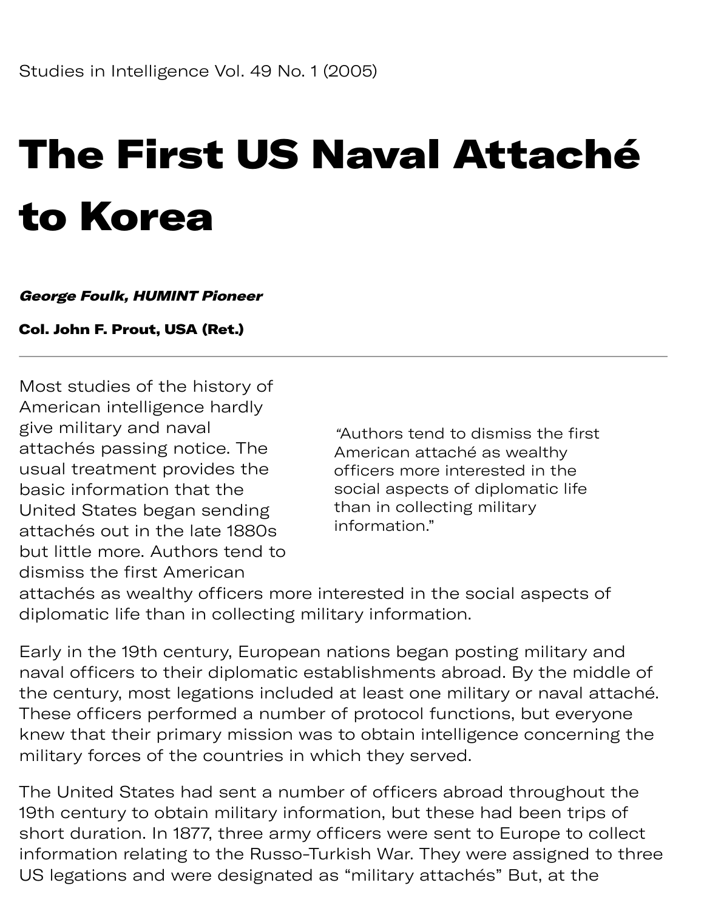Studies in Intelligence Vol. 49 No. 1 (2005)

# The First US Naval Attaché to Korea

***George Foulk, HUMINT Pioneer***

**Col. John F. Prout, USA (Ret.)**

---

Most studies of the history of American intelligence hardly give military and naval attachés passing notice. The usual treatment provides the basic information that the United States began sending attachés out in the late 1880s but little more. Authors tend to dismiss the first American attachés as wealthy officers more interested in the social aspects of diplomatic life than in collecting military information.

> "Authors tend to dismiss the first American attaché as wealthy officers more interested in the social aspects of diplomatic life than in collecting military information."

Early in the 19th century, European nations began posting military and naval officers to their diplomatic establishments abroad. By the middle of the century, most legations included at least one military or naval attaché. These officers performed a number of protocol functions, but everyone knew that their primary mission was to obtain intelligence concerning the military forces of the countries in which they served.

The United States had sent a number of officers abroad throughout the 19th century to obtain military information, but these had been trips of short duration. In 1877, three army officers were sent to Europe to collect information relating to the Russo-Turkish War. They were assigned to three US legations and were designated as "military attachés" But, at the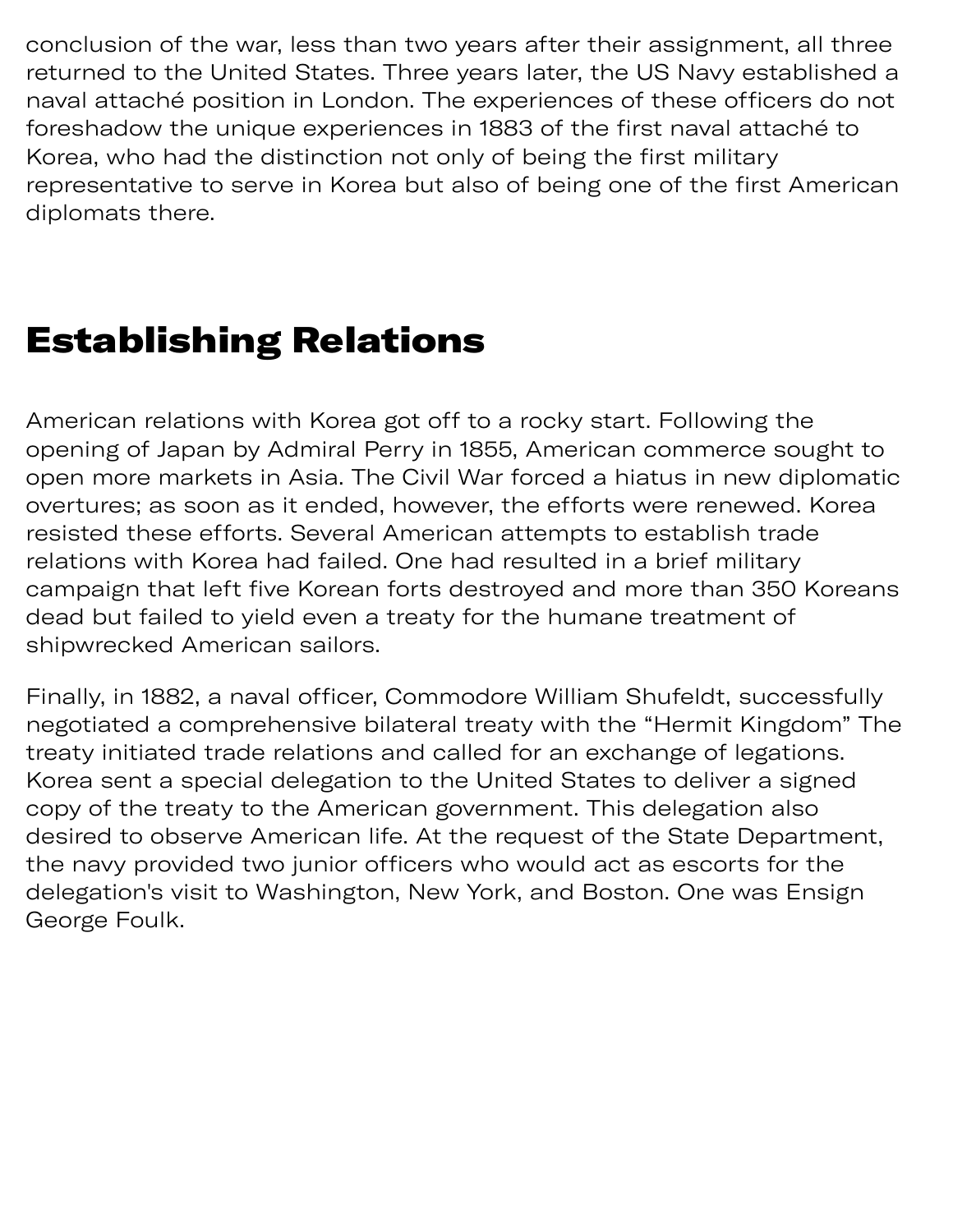conclusion of the war, less than two years after their assignment, all three returned to the United States. Three years later, the US Navy established a naval attaché position in London. The experiences of these officers do not foreshadow the unique experiences in 1883 of the first naval attaché to Korea, who had the distinction not only of being the first military representative to serve in Korea but also of being one of the first American diplomats there.

## Establishing Relations

American relations with Korea got off to a rocky start. Following the opening of Japan by Admiral Perry in 1855, American commerce sought to open more markets in Asia. The Civil War forced a hiatus in new diplomatic overtures; as soon as it ended, however, the efforts were renewed. Korea resisted these efforts. Several American attempts to establish trade relations with Korea had failed. One had resulted in a brief military campaign that left five Korean forts destroyed and more than 350 Koreans dead but failed to yield even a treaty for the humane treatment of shipwrecked American sailors.

Finally, in 1882, a naval officer, Commodore William Shufeldt, successfully negotiated a comprehensive bilateral treaty with the "Hermit Kingdom" The treaty initiated trade relations and called for an exchange of legations. Korea sent a special delegation to the United States to deliver a signed copy of the treaty to the American government. This delegation also desired to observe American life. At the request of the State Department, the navy provided two junior officers who would act as escorts for the delegation's visit to Washington, New York, and Boston. One was Ensign George Foulk.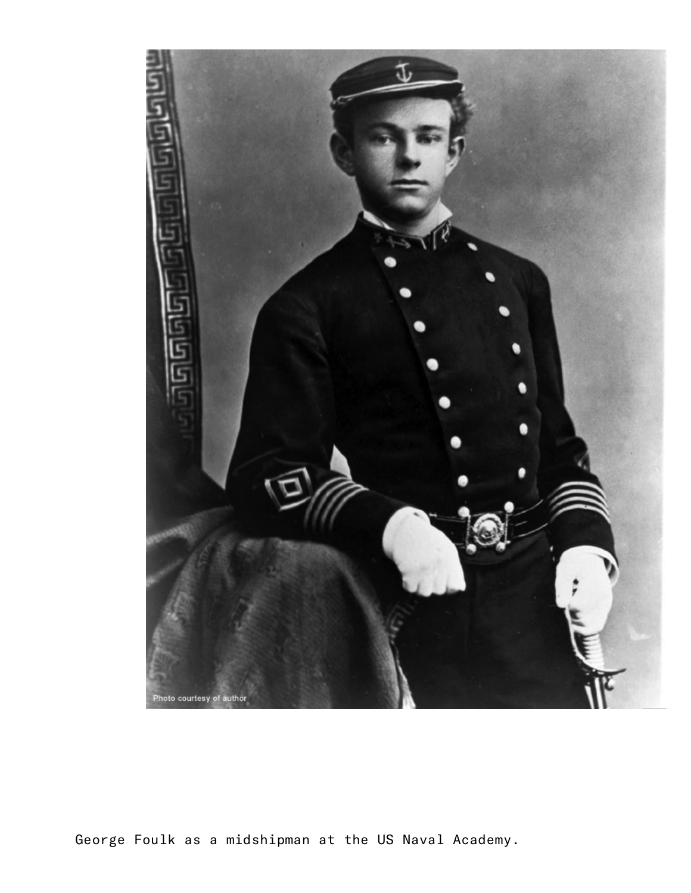George Foulk as a midshipman at the US Naval Academy.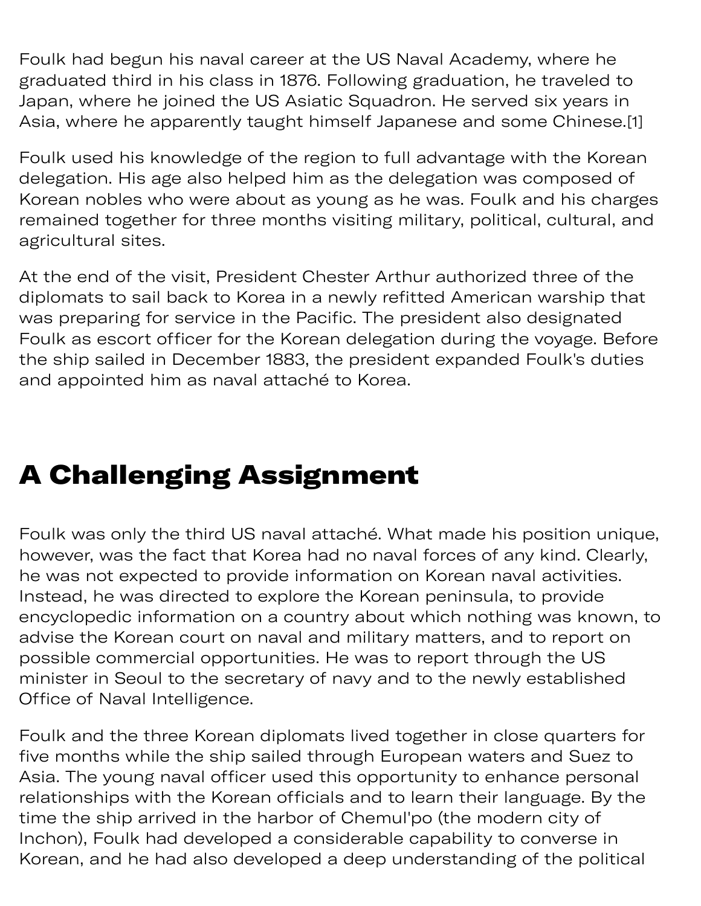Foulk had begun his naval career at the US Naval Academy, where he graduated third in his class in 1876. Following graduation, he traveled to Japan, where he joined the US Asiatic Squadron. He served six years in Asia, where he apparently taught himself Japanese and some Chinese.[1]

Foulk used his knowledge of the region to full advantage with the Korean delegation. His age also helped him as the delegation was composed of Korean nobles who were about as young as he was. Foulk and his charges remained together for three months visiting military, political, cultural, and agricultural sites.

At the end of the visit, President Chester Arthur authorized three of the diplomats to sail back to Korea in a newly refitted American warship that was preparing for service in the Pacific. The president also designated Foulk as escort officer for the Korean delegation during the voyage. Before the ship sailed in December 1883, the president expanded Foulk's duties and appointed him as naval attaché to Korea.

## A Challenging Assignment

Foulk was only the third US naval attaché. What made his position unique, however, was the fact that Korea had no naval forces of any kind. Clearly, he was not expected to provide information on Korean naval activities. Instead, he was directed to explore the Korean peninsula, to provide encyclopedic information on a country about which nothing was known, to advise the Korean court on naval and military matters, and to report on possible commercial opportunities. He was to report through the US minister in Seoul to the secretary of navy and to the newly established Office of Naval Intelligence.

Foulk and the three Korean diplomats lived together in close quarters for five months while the ship sailed through European waters and Suez to Asia. The young naval officer used this opportunity to enhance personal relationships with the Korean officials and to learn their language. By the time the ship arrived in the harbor of Chemul'po (the modern city of Inchon), Foulk had developed a considerable capability to converse in Korean, and he had also developed a deep understanding of the political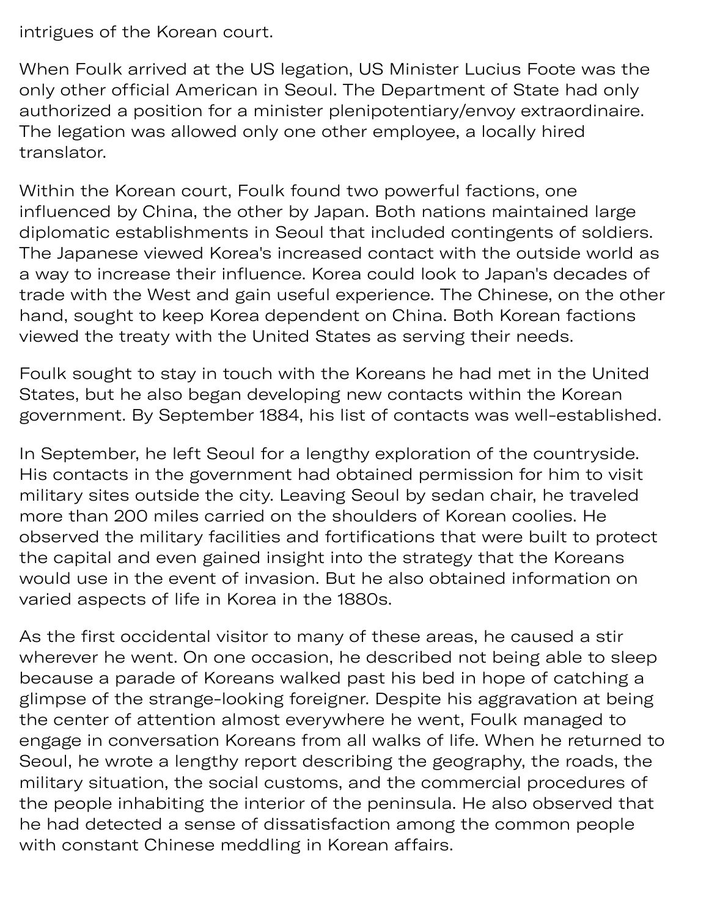intrigues of the Korean court.

When Foulk arrived at the US legation, US Minister Lucius Foote was the only other official American in Seoul. The Department of State had only authorized a position for a minister plenipotentiary/envoy extraordinaire. The legation was allowed only one other employee, a locally hired translator.

Within the Korean court, Foulk found two powerful factions, one influenced by China, the other by Japan. Both nations maintained large diplomatic establishments in Seoul that included contingents of soldiers. The Japanese viewed Korea's increased contact with the outside world as a way to increase their influence. Korea could look to Japan's decades of trade with the West and gain useful experience. The Chinese, on the other hand, sought to keep Korea dependent on China. Both Korean factions viewed the treaty with the United States as serving their needs.

Foulk sought to stay in touch with the Koreans he had met in the United States, but he also began developing new contacts within the Korean government. By September 1884, his list of contacts was well-established.

In September, he left Seoul for a lengthy exploration of the countryside. His contacts in the government had obtained permission for him to visit military sites outside the city. Leaving Seoul by sedan chair, he traveled more than 200 miles carried on the shoulders of Korean coolies. He observed the military facilities and fortifications that were built to protect the capital and even gained insight into the strategy that the Koreans would use in the event of invasion. But he also obtained information on varied aspects of life in Korea in the 1880s.

As the first occidental visitor to many of these areas, he caused a stir wherever he went. On one occasion, he described not being able to sleep because a parade of Koreans walked past his bed in hope of catching a glimpse of the strange-looking foreigner. Despite his aggravation at being the center of attention almost everywhere he went, Foulk managed to engage in conversation Koreans from all walks of life. When he returned to Seoul, he wrote a lengthy report describing the geography, the roads, the military situation, the social customs, and the commercial procedures of the people inhabiting the interior of the peninsula. He also observed that he had detected a sense of dissatisfaction among the common people with constant Chinese meddling in Korean affairs.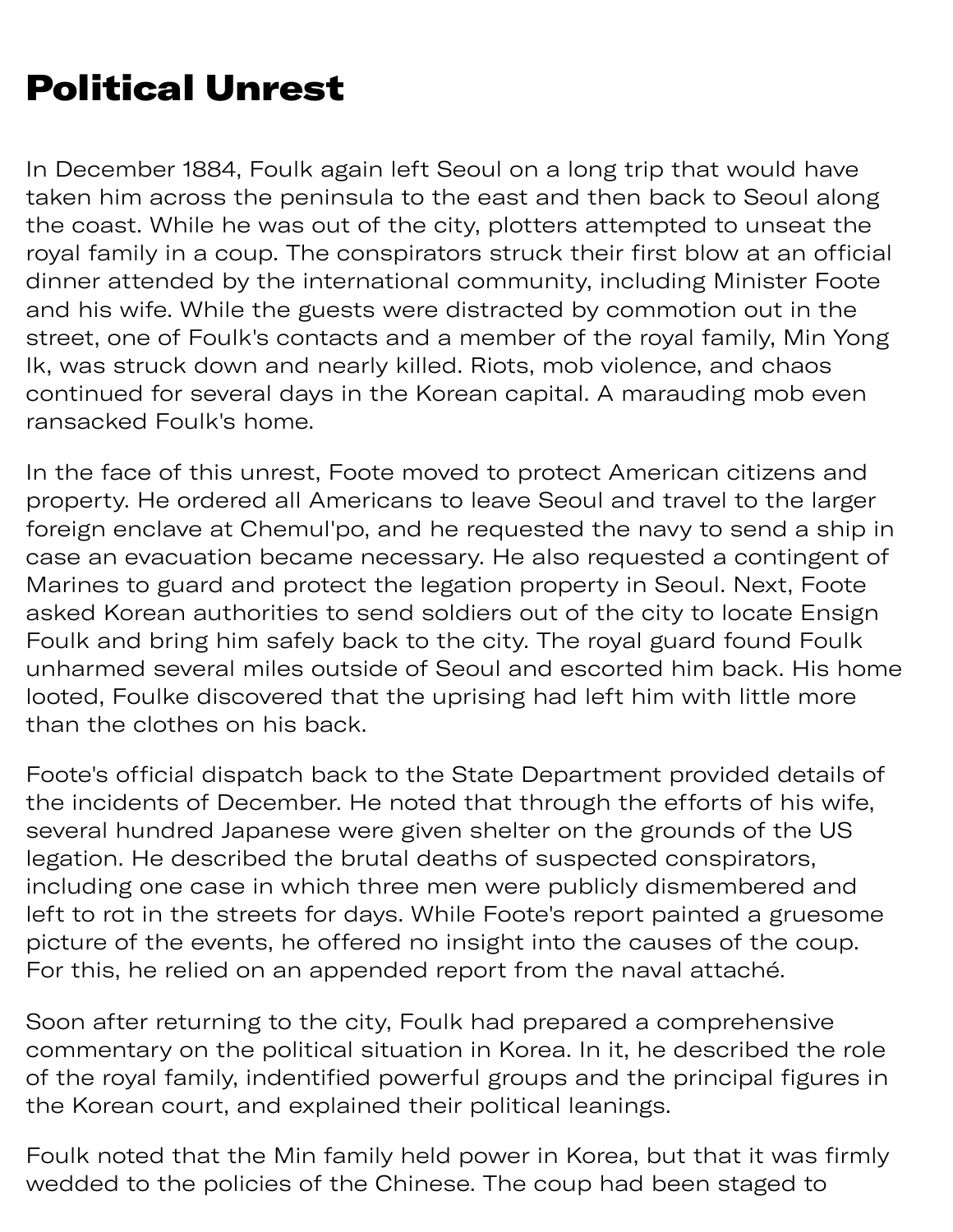# Political Unrest

In December 1884, Foulk again left Seoul on a long trip that would have taken him across the peninsula to the east and then back to Seoul along the coast. While he was out of the city, plotters attempted to unseat the royal family in a coup. The conspirators struck their first blow at an official dinner attended by the international community, including Minister Foote and his wife. While the guests were distracted by commotion out in the street, one of Foulk's contacts and a member of the royal family, Min Yong Ik, was struck down and nearly killed. Riots, mob violence, and chaos continued for several days in the Korean capital. A marauding mob even ransacked Foulk's home.

In the face of this unrest, Foote moved to protect American citizens and property. He ordered all Americans to leave Seoul and travel to the larger foreign enclave at Chemul'po, and he requested the navy to send a ship in case an evacuation became necessary. He also requested a contingent of Marines to guard and protect the legation property in Seoul. Next, Foote asked Korean authorities to send soldiers out of the city to locate Ensign Foulk and bring him safely back to the city. The royal guard found Foulk unharmed several miles outside of Seoul and escorted him back. His home looted, Foulke discovered that the uprising had left him with little more than the clothes on his back.

Foote's official dispatch back to the State Department provided details of the incidents of December. He noted that through the efforts of his wife, several hundred Japanese were given shelter on the grounds of the US legation. He described the brutal deaths of suspected conspirators, including one case in which three men were publicly dismembered and left to rot in the streets for days. While Foote's report painted a gruesome picture of the events, he offered no insight into the causes of the coup. For this, he relied on an appended report from the naval attaché.

Soon after returning to the city, Foulk had prepared a comprehensive commentary on the political situation in Korea. In it, he described the role of the royal family, indentified powerful groups and the principal figures in the Korean court, and explained their political leanings.

Foulk noted that the Min family held power in Korea, but that it was firmly wedded to the policies of the Chinese. The coup had been staged to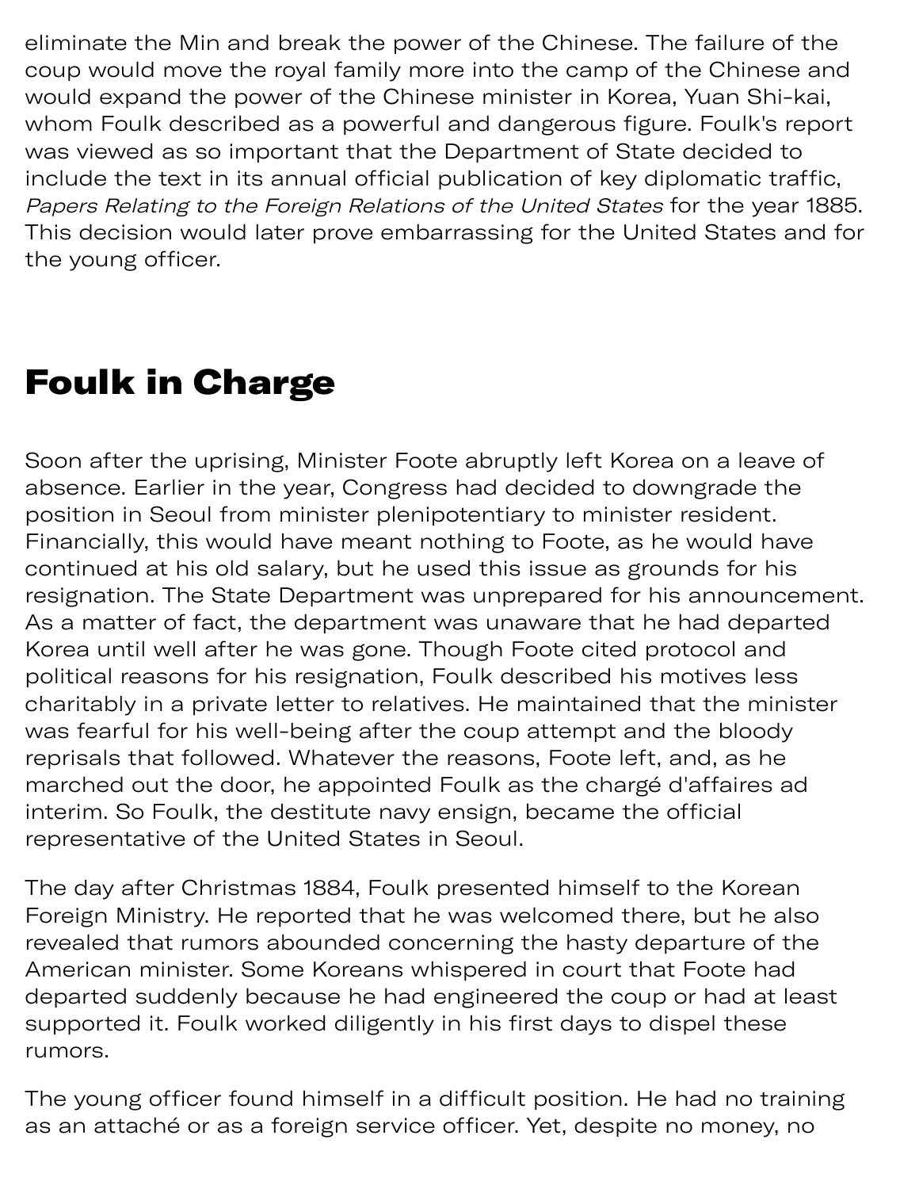eliminate the Min and break the power of the Chinese. The failure of the coup would move the royal family more into the camp of the Chinese and would expand the power of the Chinese minister in Korea, Yuan Shi-kai, whom Foulk described as a powerful and dangerous figure. Foulk's report was viewed as so important that the Department of State decided to include the text in its annual official publication of key diplomatic traffic, *Papers Relating to the Foreign Relations of the United States* for the year 1885. This decision would later prove embarrassing for the United States and for the young officer.

## Foulk in Charge

Soon after the uprising, Minister Foote abruptly left Korea on a leave of absence. Earlier in the year, Congress had decided to downgrade the position in Seoul from minister plenipotentiary to minister resident. Financially, this would have meant nothing to Foote, as he would have continued at his old salary, but he used this issue as grounds for his resignation. The State Department was unprepared for his announcement. As a matter of fact, the department was unaware that he had departed Korea until well after he was gone. Though Foote cited protocol and political reasons for his resignation, Foulk described his motives less charitably in a private letter to relatives. He maintained that the minister was fearful for his well-being after the coup attempt and the bloody reprisals that followed. Whatever the reasons, Foote left, and, as he marched out the door, he appointed Foulk as the chargé d'affaires ad interim. So Foulk, the destitute navy ensign, became the official representative of the United States in Seoul.

The day after Christmas 1884, Foulk presented himself to the Korean Foreign Ministry. He reported that he was welcomed there, but he also revealed that rumors abounded concerning the hasty departure of the American minister. Some Koreans whispered in court that Foote had departed suddenly because he had engineered the coup or had at least supported it. Foulk worked diligently in his first days to dispel these rumors.

The young officer found himself in a difficult position. He had no training as an attaché or as a foreign service officer. Yet, despite no money, no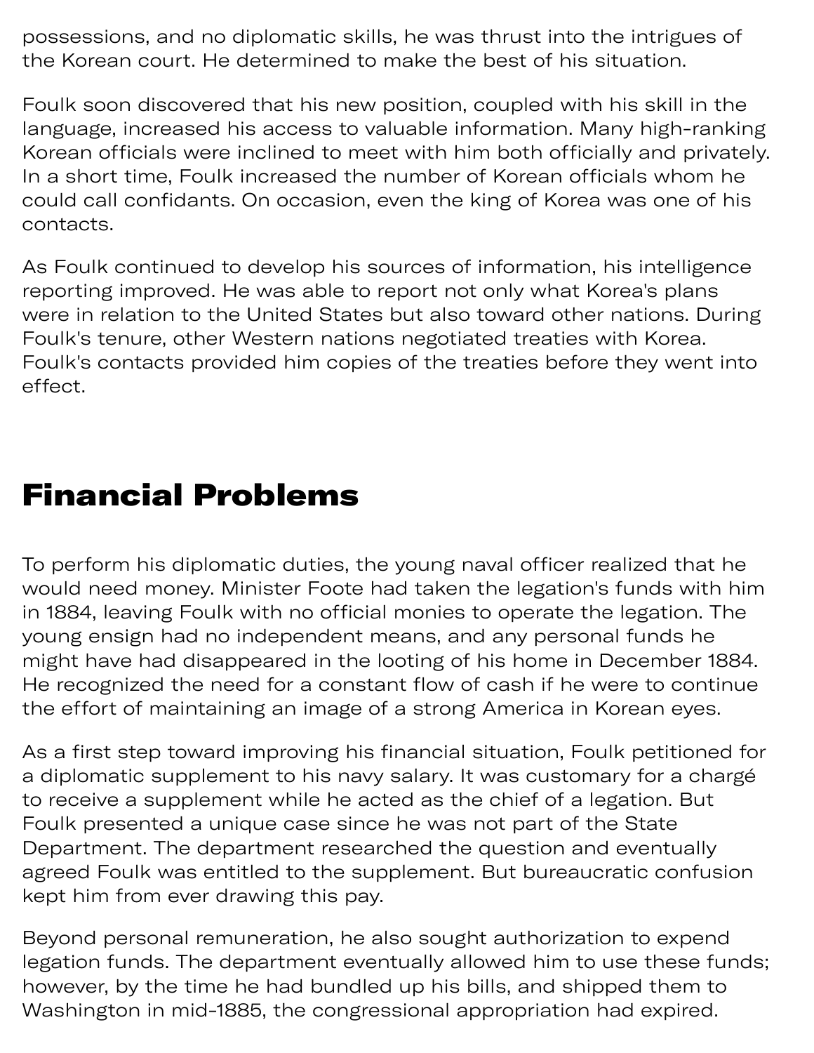possessions, and no diplomatic skills, he was thrust into the intrigues of the Korean court. He determined to make the best of his situation.

Foulk soon discovered that his new position, coupled with his skill in the language, increased his access to valuable information. Many high-ranking Korean officials were inclined to meet with him both officially and privately. In a short time, Foulk increased the number of Korean officials whom he could call confidants. On occasion, even the king of Korea was one of his contacts.

As Foulk continued to develop his sources of information, his intelligence reporting improved. He was able to report not only what Korea's plans were in relation to the United States but also toward other nations. During Foulk's tenure, other Western nations negotiated treaties with Korea. Foulk's contacts provided him copies of the treaties before they went into effect.

## Financial Problems

To perform his diplomatic duties, the young naval officer realized that he would need money. Minister Foote had taken the legation's funds with him in 1884, leaving Foulk with no official monies to operate the legation. The young ensign had no independent means, and any personal funds he might have had disappeared in the looting of his home in December 1884. He recognized the need for a constant flow of cash if he were to continue the effort of maintaining an image of a strong America in Korean eyes.

As a first step toward improving his financial situation, Foulk petitioned for a diplomatic supplement to his navy salary. It was customary for a chargé to receive a supplement while he acted as the chief of a legation. But Foulk presented a unique case since he was not part of the State Department. The department researched the question and eventually agreed Foulk was entitled to the supplement. But bureaucratic confusion kept him from ever drawing this pay.

Beyond personal remuneration, he also sought authorization to expend legation funds. The department eventually allowed him to use these funds; however, by the time he had bundled up his bills, and shipped them to Washington in mid-1885, the congressional appropriation had expired.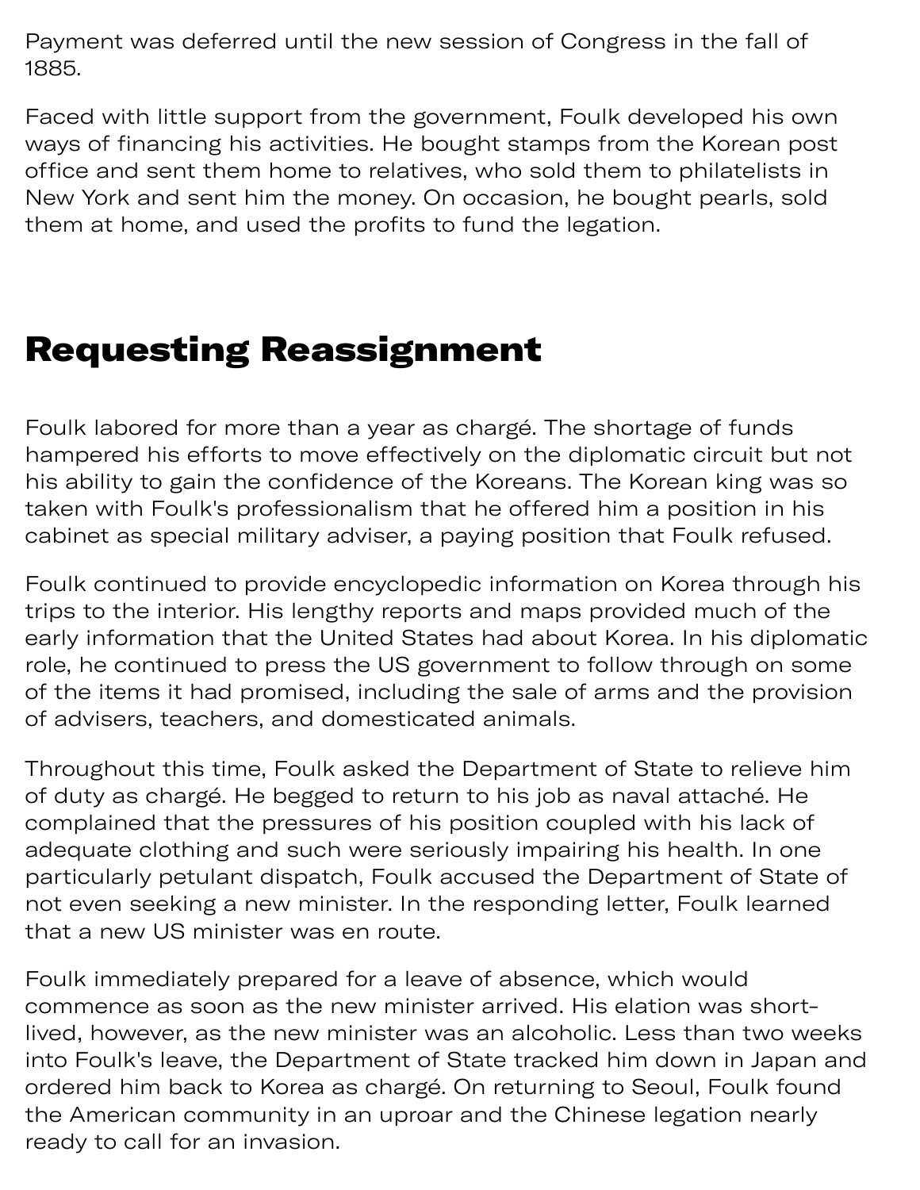Payment was deferred until the new session of Congress in the fall of 1885.

Faced with little support from the government, Foulk developed his own ways of financing his activities. He bought stamps from the Korean post office and sent them home to relatives, who sold them to philatelists in New York and sent him the money. On occasion, he bought pearls, sold them at home, and used the profits to fund the legation.

## Requesting Reassignment

Foulk labored for more than a year as chargé. The shortage of funds hampered his efforts to move effectively on the diplomatic circuit but not his ability to gain the confidence of the Koreans. The Korean king was so taken with Foulk's professionalism that he offered him a position in his cabinet as special military adviser, a paying position that Foulk refused.

Foulk continued to provide encyclopedic information on Korea through his trips to the interior. His lengthy reports and maps provided much of the early information that the United States had about Korea. In his diplomatic role, he continued to press the US government to follow through on some of the items it had promised, including the sale of arms and the provision of advisers, teachers, and domesticated animals.

Throughout this time, Foulk asked the Department of State to relieve him of duty as chargé. He begged to return to his job as naval attaché. He complained that the pressures of his position coupled with his lack of adequate clothing and such were seriously impairing his health. In one particularly petulant dispatch, Foulk accused the Department of State of not even seeking a new minister. In the responding letter, Foulk learned that a new US minister was en route.

Foulk immediately prepared for a leave of absence, which would commence as soon as the new minister arrived. His elation was short-lived, however, as the new minister was an alcoholic. Less than two weeks into Foulk's leave, the Department of State tracked him down in Japan and ordered him back to Korea as chargé. On returning to Seoul, Foulk found the American community in an uproar and the Chinese legation nearly ready to call for an invasion.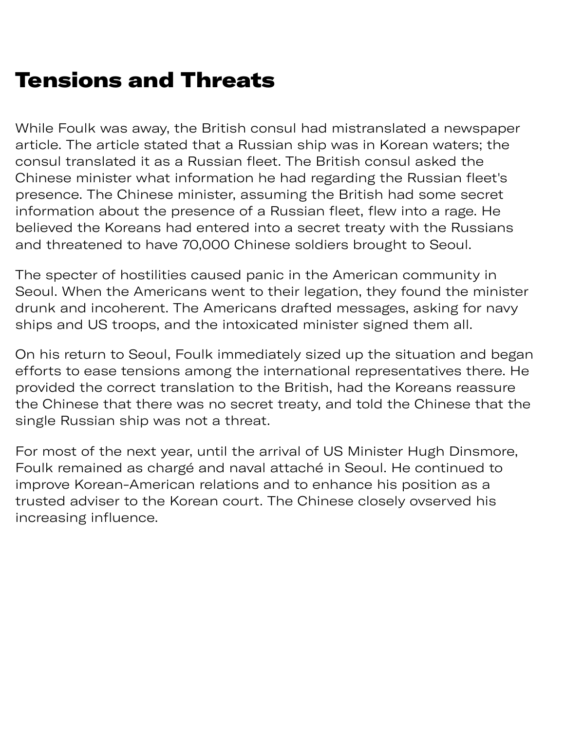# Tensions and Threats

While Foulk was away, the British consul had mistranslated a newspaper article. The article stated that a Russian ship was in Korean waters; the consul translated it as a Russian fleet. The British consul asked the Chinese minister what information he had regarding the Russian fleet's presence. The Chinese minister, assuming the British had some secret information about the presence of a Russian fleet, flew into a rage. He believed the Koreans had entered into a secret treaty with the Russians and threatened to have 70,000 Chinese soldiers brought to Seoul.

The specter of hostilities caused panic in the American community in Seoul. When the Americans went to their legation, they found the minister drunk and incoherent. The Americans drafted messages, asking for navy ships and US troops, and the intoxicated minister signed them all.

On his return to Seoul, Foulk immediately sized up the situation and began efforts to ease tensions among the international representatives there. He provided the correct translation to the British, had the Koreans reassure the Chinese that there was no secret treaty, and told the Chinese that the single Russian ship was not a threat.

For most of the next year, until the arrival of US Minister Hugh Dinsmore, Foulk remained as chargé and naval attaché in Seoul. He continued to improve Korean-American relations and to enhance his position as a trusted adviser to the Korean court. The Chinese closely ovserved his increasing influence.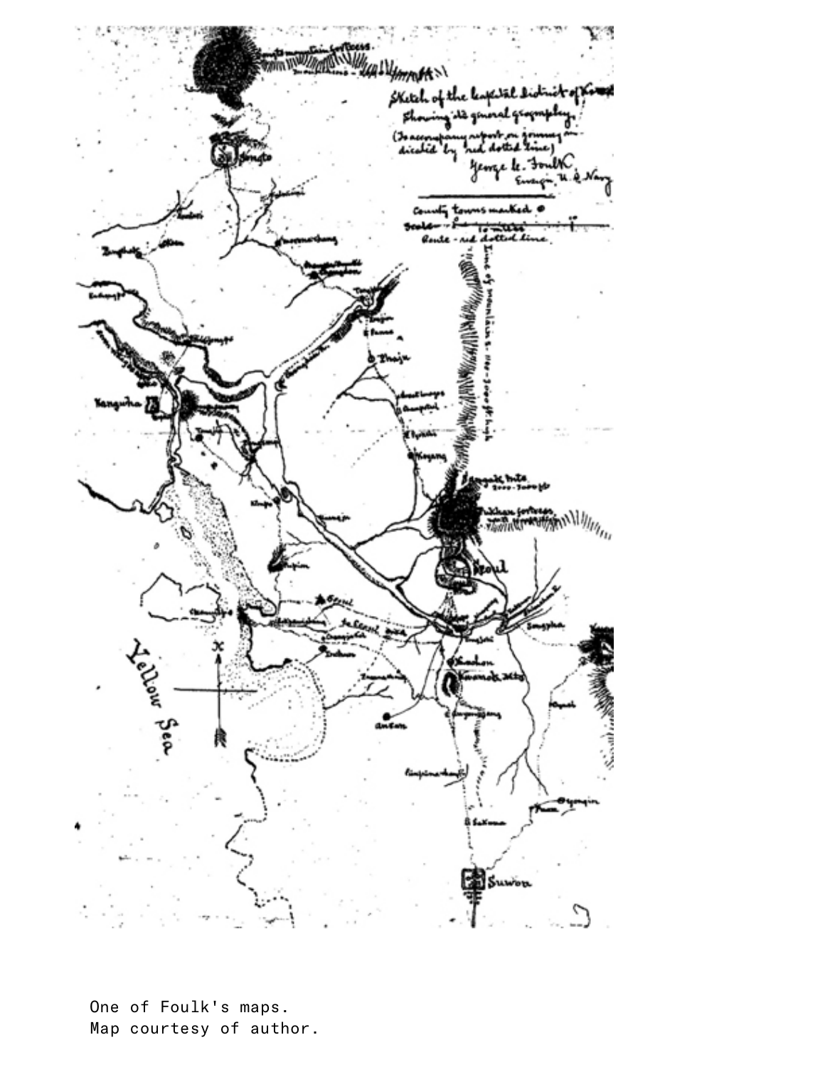One of Foulk's maps.
Map courtesy of author.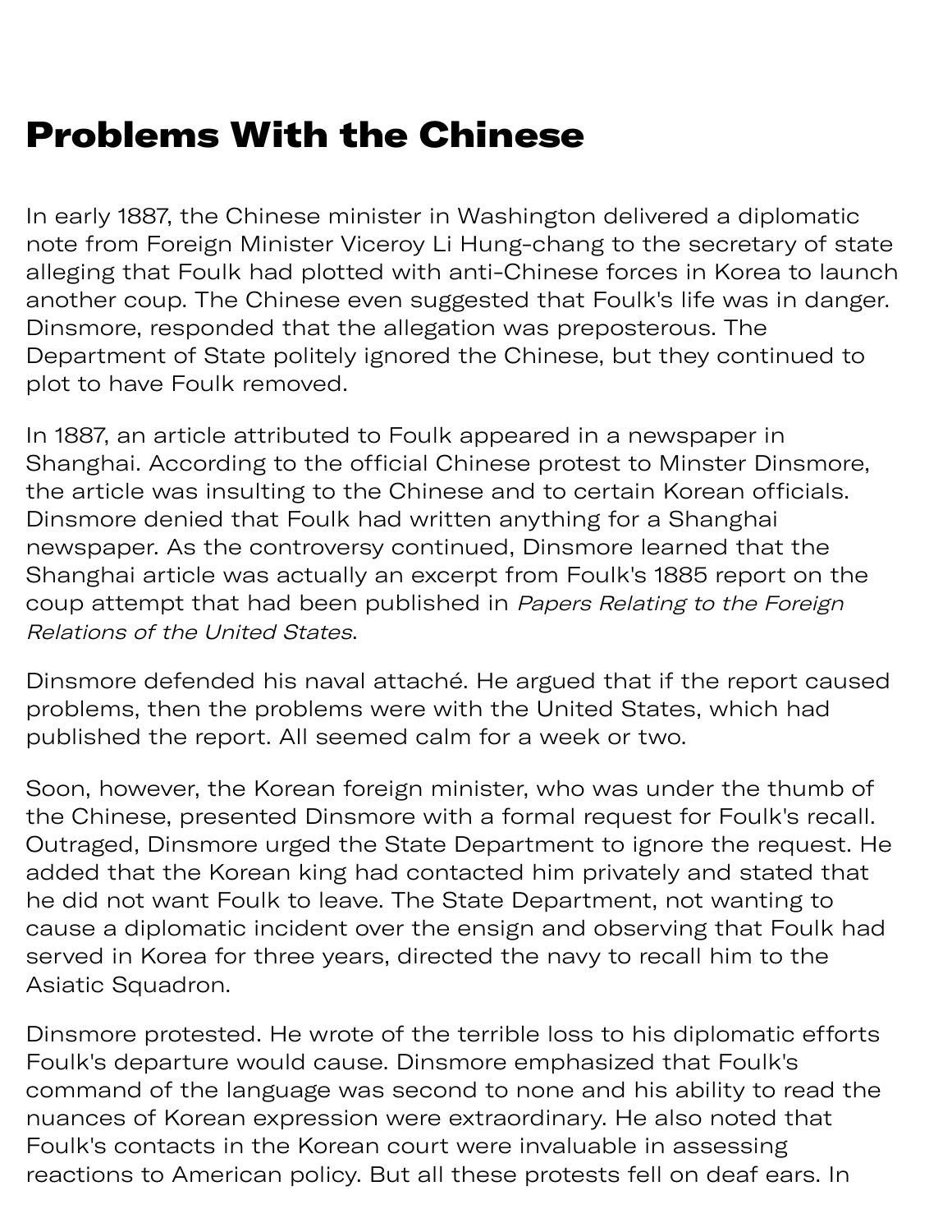## Problems With the Chinese

In early 1887, the Chinese minister in Washington delivered a diplomatic note from Foreign Minister Viceroy Li Hung-chang to the secretary of state alleging that Foulk had plotted with anti-Chinese forces in Korea to launch another coup. The Chinese even suggested that Foulk's life was in danger. Dinsmore, responded that the allegation was preposterous. The Department of State politely ignored the Chinese, but they continued to plot to have Foulk removed.

In 1887, an article attributed to Foulk appeared in a newspaper in Shanghai. According to the official Chinese protest to Minster Dinsmore, the article was insulting to the Chinese and to certain Korean officials. Dinsmore denied that Foulk had written anything for a Shanghai newspaper. As the controversy continued, Dinsmore learned that the Shanghai article was actually an excerpt from Foulk's 1885 report on the coup attempt that had been published in *Papers Relating to the Foreign Relations of the United States*.

Dinsmore defended his naval attaché. He argued that if the report caused problems, then the problems were with the United States, which had published the report. All seemed calm for a week or two.

Soon, however, the Korean foreign minister, who was under the thumb of the Chinese, presented Dinsmore with a formal request for Foulk's recall. Outraged, Dinsmore urged the State Department to ignore the request. He added that the Korean king had contacted him privately and stated that he did not want Foulk to leave. The State Department, not wanting to cause a diplomatic incident over the ensign and observing that Foulk had served in Korea for three years, directed the navy to recall him to the Asiatic Squadron.

Dinsmore protested. He wrote of the terrible loss to his diplomatic efforts Foulk's departure would cause. Dinsmore emphasized that Foulk's command of the language was second to none and his ability to read the nuances of Korean expression were extraordinary. He also noted that Foulk's contacts in the Korean court were invaluable in assessing reactions to American policy. But all these protests fell on deaf ears. In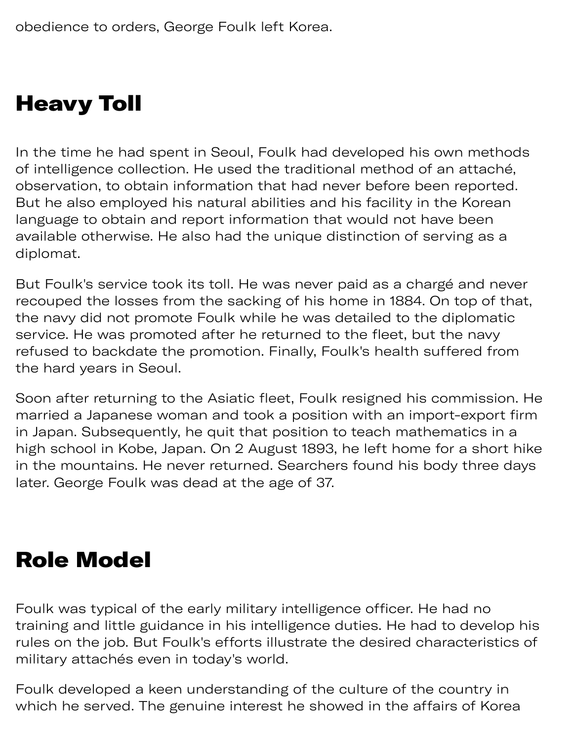obedience to orders, George Foulk left Korea.

## Heavy Toll

In the time he had spent in Seoul, Foulk had developed his own methods of intelligence collection. He used the traditional method of an attaché, observation, to obtain information that had never before been reported. But he also employed his natural abilities and his facility in the Korean language to obtain and report information that would not have been available otherwise. He also had the unique distinction of serving as a diplomat.

But Foulk's service took its toll. He was never paid as a chargé and never recouped the losses from the sacking of his home in 1884. On top of that, the navy did not promote Foulk while he was detailed to the diplomatic service. He was promoted after he returned to the fleet, but the navy refused to backdate the promotion. Finally, Foulk's health suffered from the hard years in Seoul.

Soon after returning to the Asiatic fleet, Foulk resigned his commission. He married a Japanese woman and took a position with an import-export firm in Japan. Subsequently, he quit that position to teach mathematics in a high school in Kobe, Japan. On 2 August 1893, he left home for a short hike in the mountains. He never returned. Searchers found his body three days later. George Foulk was dead at the age of 37.

## Role Model

Foulk was typical of the early military intelligence officer. He had no training and little guidance in his intelligence duties. He had to develop his rules on the job. But Foulk's efforts illustrate the desired characteristics of military attachés even in today's world.

Foulk developed a keen understanding of the culture of the country in which he served. The genuine interest he showed in the affairs of Korea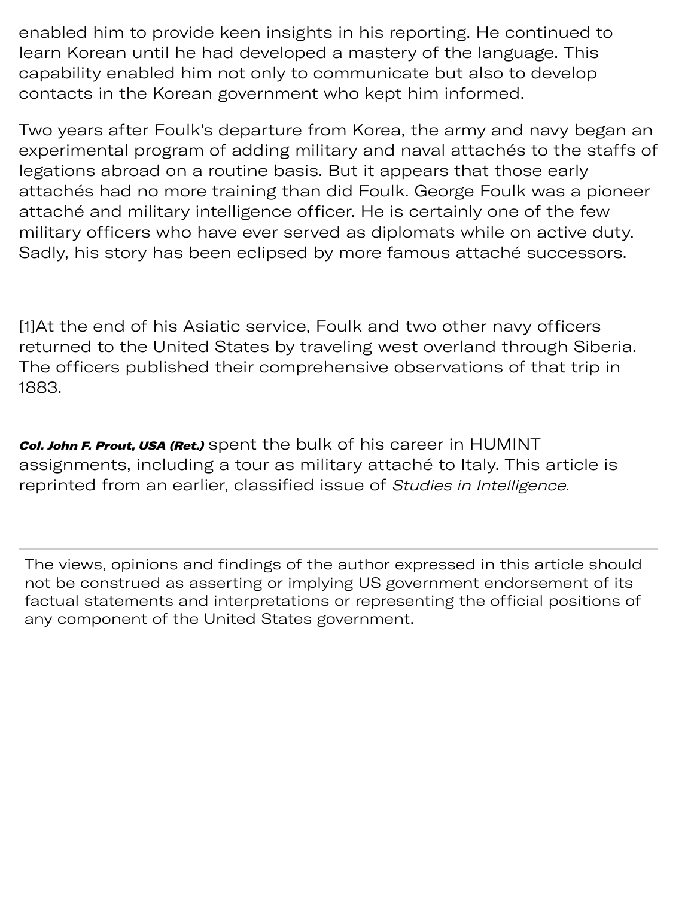enabled him to provide keen insights in his reporting. He continued to learn Korean until he had developed a mastery of the language. This capability enabled him not only to communicate but also to develop contacts in the Korean government who kept him informed.

Two years after Foulk's departure from Korea, the army and navy began an experimental program of adding military and naval attachés to the staffs of legations abroad on a routine basis. But it appears that those early attachés had no more training than did Foulk. George Foulk was a pioneer attaché and military intelligence officer. He is certainly one of the few military officers who have ever served as diplomats while on active duty. Sadly, his story has been eclipsed by more famous attaché successors.

[1]At the end of his Asiatic service, Foulk and two other navy officers returned to the United States by traveling west overland through Siberia. The officers published their comprehensive observations of that trip in 1883.

***Col. John F. Prout, USA (Ret.)*** spent the bulk of his career in HUMINT assignments, including a tour as military attaché to Italy. This article is reprinted from an earlier, classified issue of *Studies in Intelligence.*

---

The views, opinions and findings of the author expressed in this article should not be construed as asserting or implying US government endorsement of its factual statements and interpretations or representing the official positions of any component of the United States government.